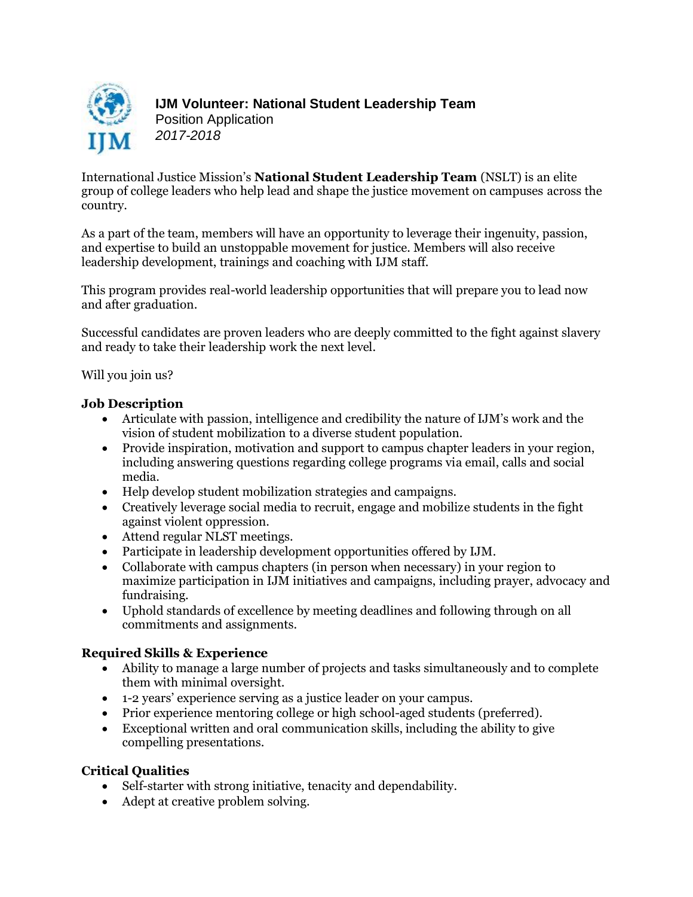# IJM Volunteer: National Student Leadership Team

Position Application

*2017-2018*

International Justice Mission's **National Student Leadership Team** (NSLT) is an elite group of college leaders who help lead and shape the justice movement on campuses across the country.

As a part of the team, members will have an opportunity to leverage their ingenuity, passion, and expertise to build an unstoppable movement for justice. Members will also receive leadership development, trainings and coaching with IJM staff.

This program provides real-world leadership opportunities that will prepare you to lead now and after graduation.

Successful candidates are proven leaders who are deeply committed to the fight against slavery and ready to take their leadership work the next level.

Will you join us?

## Job Description

- Articulate with passion, intelligence and credibility the nature of IJM's work and the vision of student mobilization to a diverse student population.
- Provide inspiration, motivation and support to campus chapter leaders in your region, including answering questions regarding college programs via email, calls and social media.
- Help develop student mobilization strategies and campaigns.
- Creatively leverage social media to recruit, engage and mobilize students in the fight against violent oppression.
- Attend regular NLST meetings.
- Participate in leadership development opportunities offered by IJM.
- Collaborate with campus chapters (in person when necessary) in your region to maximize participation in IJM initiatives and campaigns, including prayer, advocacy and fundraising.
- Uphold standards of excellence by meeting deadlines and following through on all commitments and assignments.

## Required Skills & Experience

- Ability to manage a large number of projects and tasks simultaneously and to complete them with minimal oversight.
- 1-2 years' experience serving as a justice leader on your campus.
- Prior experience mentoring college or high school-aged students (preferred).
- Exceptional written and oral communication skills, including the ability to give compelling presentations.

## Critical Qualities

- Self-starter with strong initiative, tenacity and dependability.
- Adept at creative problem solving.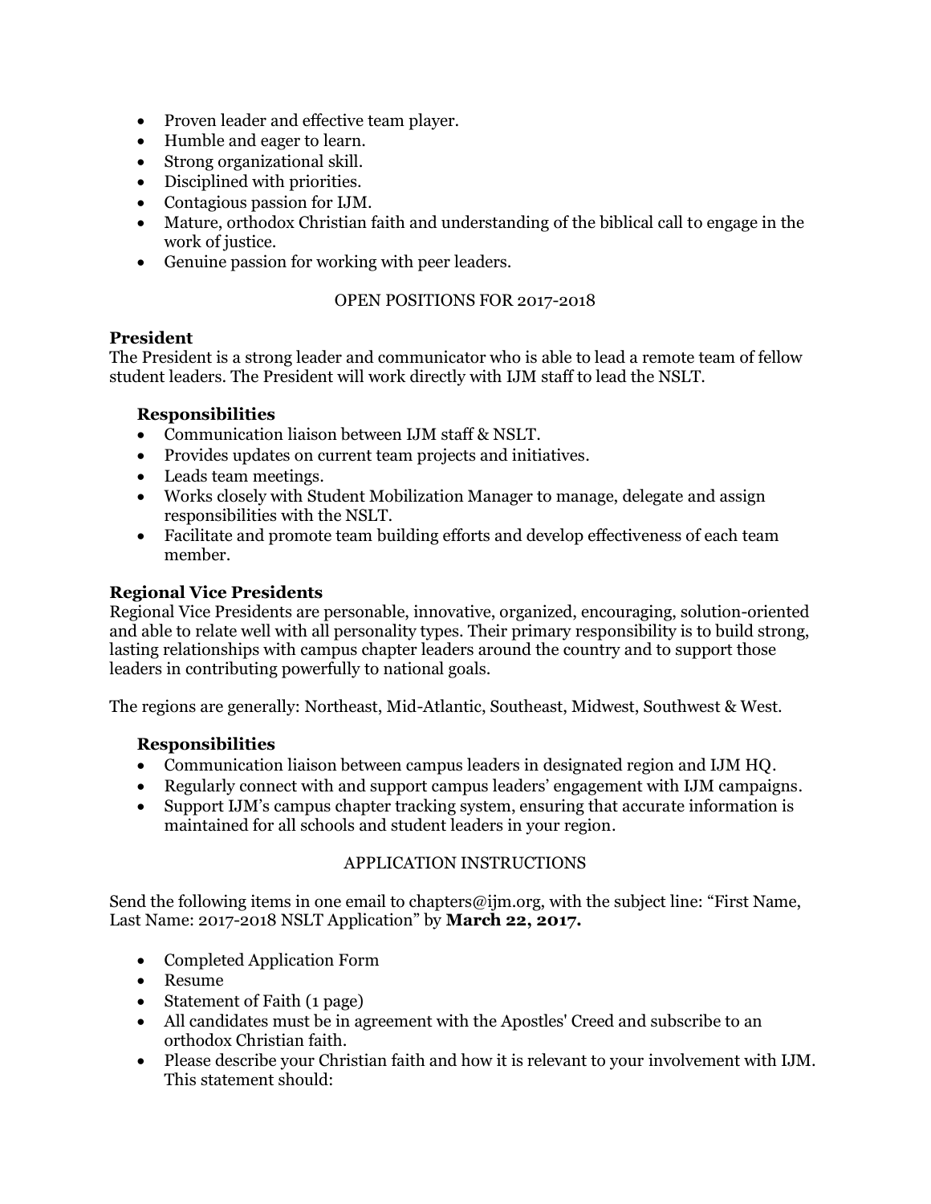- Proven leader and effective team player.
- Humble and eager to learn.
- Strong organizational skill.
- Disciplined with priorities.
- Contagious passion for IJM.
- Mature, orthodox Christian faith and understanding of the biblical call to engage in the work of justice.
- Genuine passion for working with peer leaders.

OPEN POSITIONS FOR 2017-2018

### President

The President is a strong leader and communicator who is able to lead a remote team of fellow student leaders. The President will work directly with IJM staff to lead the NSLT.

#### Responsibilities

- Communication liaison between IJM staff & NSLT.
- Provides updates on current team projects and initiatives.
- Leads team meetings.
- Works closely with Student Mobilization Manager to manage, delegate and assign responsibilities with the NSLT.
- Facilitate and promote team building efforts and develop effectiveness of each team member.

### Regional Vice Presidents

Regional Vice Presidents are personable, innovative, organized, encouraging, solution-oriented and able to relate well with all personality types. Their primary responsibility is to build strong, lasting relationships with campus chapter leaders around the country and to support those leaders in contributing powerfully to national goals.

The regions are generally: Northeast, Mid-Atlantic, Southeast, Midwest, Southwest & West.

#### Responsibilities

- Communication liaison between campus leaders in designated region and IJM HQ.
- Regularly connect with and support campus leaders' engagement with IJM campaigns.
- Support IJM's campus chapter tracking system, ensuring that accurate information is maintained for all schools and student leaders in your region.

APPLICATION INSTRUCTIONS

Send the following items in one email to chapters@ijm.org, with the subject line: "First Name, Last Name: 2017-2018 NSLT Application" by **March 22, 2017.**

- Completed Application Form
- Resume
- Statement of Faith (1 page)
- All candidates must be in agreement with the Apostles' Creed and subscribe to an orthodox Christian faith.
- Please describe your Christian faith and how it is relevant to your involvement with IJM. This statement should: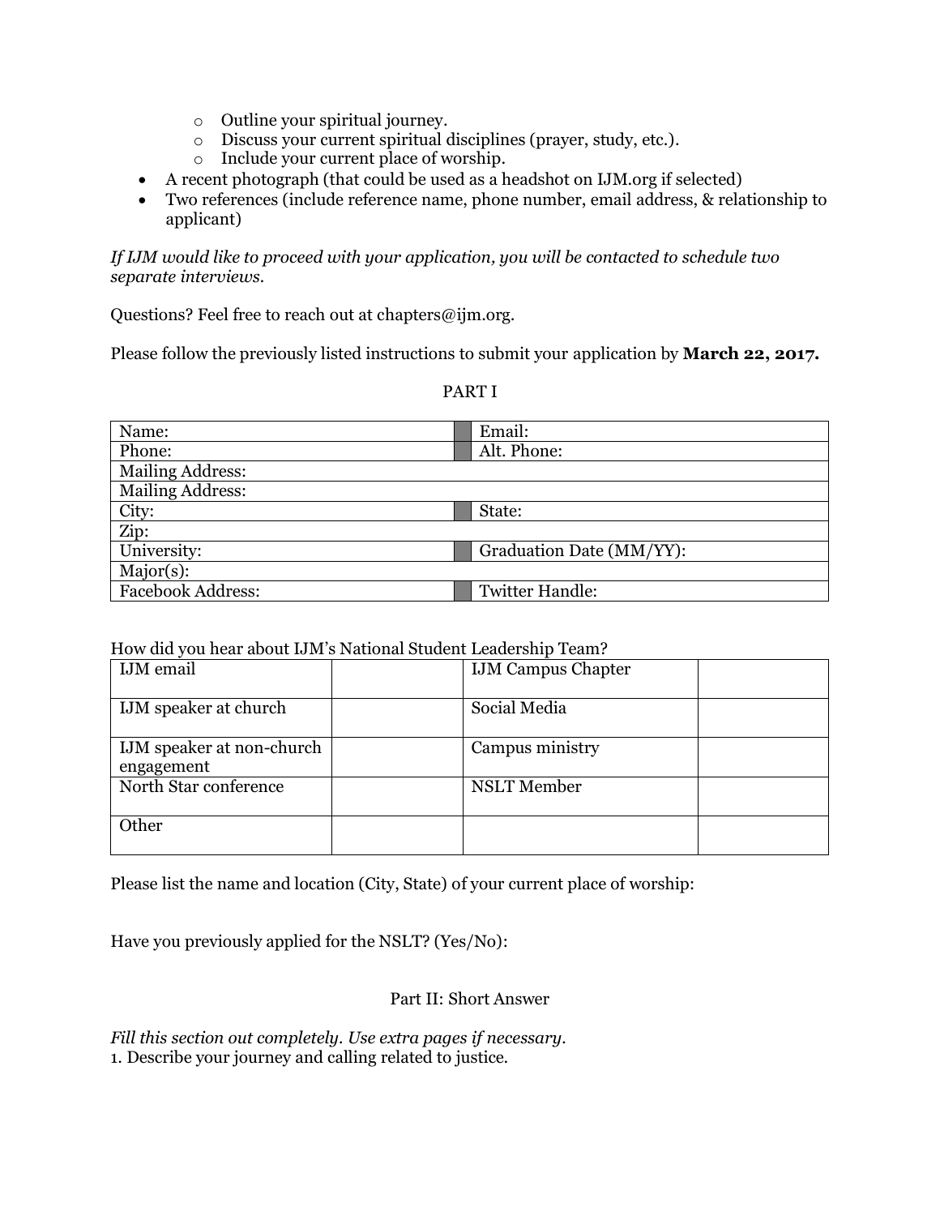- Outline your spiritual journey.
  - Discuss your current spiritual disciplines (prayer, study, etc.).
  - Include your current place of worship.
- A recent photograph (that could be used as a headshot on IJM.org if selected)
- Two references (include reference name, phone number, email address, & relationship to applicant)

*If IJM would like to proceed with your application, you will be contacted to schedule two separate interviews.*

Questions? Feel free to reach out at chapters@ijm.org.

Please follow the previously listed instructions to submit your application by **March 22, 2017.**

PART I

| Name: | | Email: |
|---|---|---|
| Phone: | | Alt. Phone: |
| Mailing Address: | | |
| Mailing Address: | | |
| City: | | State: |
| Zip: | | |
| University: | | Graduation Date (MM/YY): |
| Major(s): | | |
| Facebook Address: | | Twitter Handle: |

How did you hear about IJM's National Student Leadership Team?

| IJM email | | IJM Campus Chapter | |
|---|---|---|---|
| IJM speaker at church | | Social Media | |
| IJM speaker at non-church engagement | | Campus ministry | |
| North Star conference | | NSLT Member | |
| Other | | | |

Please list the name and location (City, State) of your current place of worship:

Have you previously applied for the NSLT? (Yes/No):

Part II: Short Answer

*Fill this section out completely. Use extra pages if necessary.*

1. Describe your journey and calling related to justice.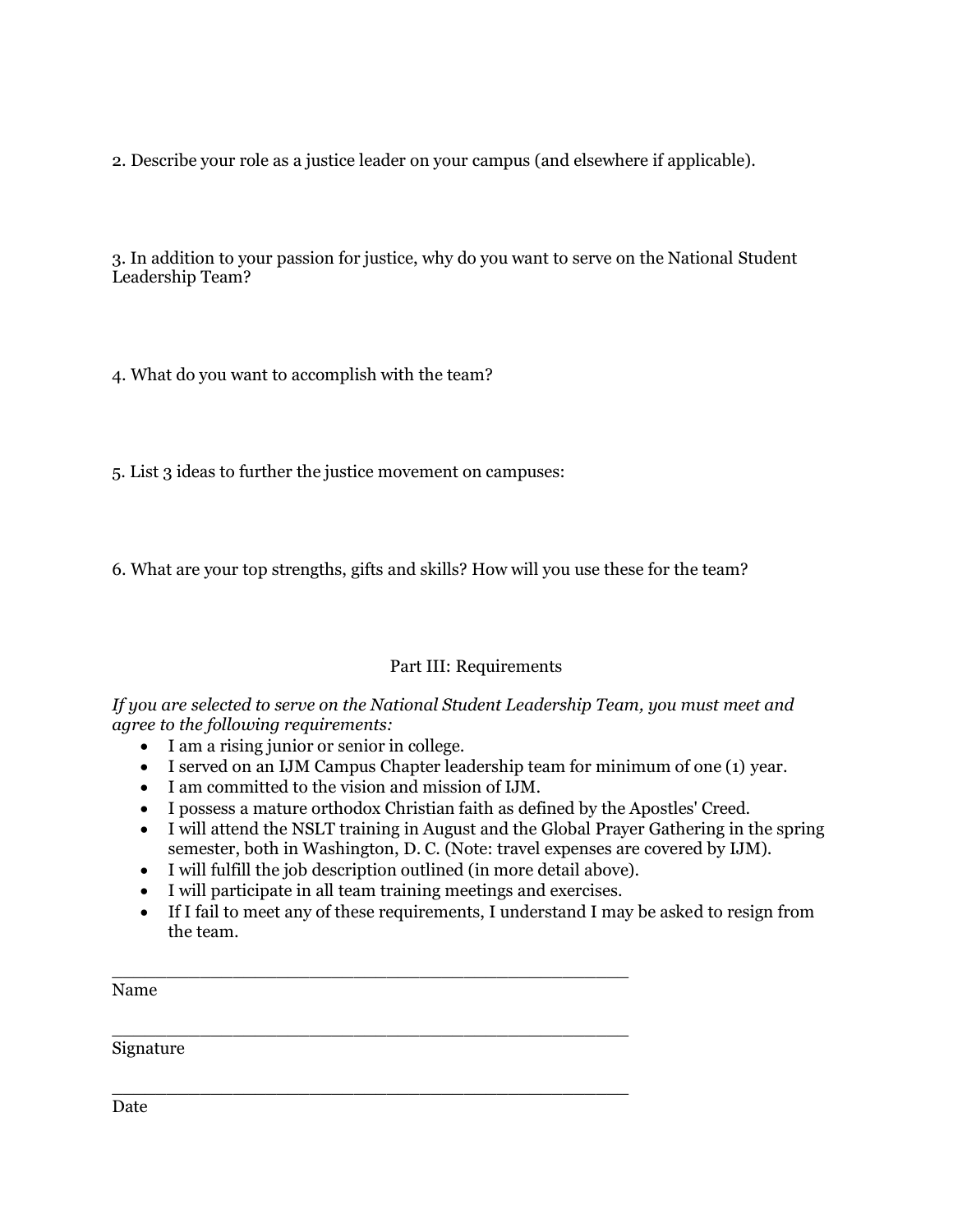2. Describe your role as a justice leader on your campus (and elsewhere if applicable).

3. In addition to your passion for justice, why do you want to serve on the National Student Leadership Team?

4. What do you want to accomplish with the team?

5. List 3 ideas to further the justice movement on campuses:

6. What are your top strengths, gifts and skills? How will you use these for the team?

## Part III: Requirements

*If you are selected to serve on the National Student Leadership Team, you must meet and agree to the following requirements:*

- I am a rising junior or senior in college.
- I served on an IJM Campus Chapter leadership team for minimum of one (1) year.
- I am committed to the vision and mission of IJM.
- I possess a mature orthodox Christian faith as defined by the Apostles' Creed.
- I will attend the NSLT training in August and the Global Prayer Gathering in the spring semester, both in Washington, D. C. (Note: travel expenses are covered by IJM).
- I will fulfill the job description outlined (in more detail above).
- I will participate in all team training meetings and exercises.
- If I fail to meet any of these requirements, I understand I may be asked to resign from the team.

\_\_\_\_\_\_\_\_\_\_\_\_\_\_\_\_\_\_\_\_\_\_\_\_\_\_\_\_\_\_\_\_\_\_\_\_\_\_\_\_\_\_\_\_\_\_\_\_
Name

\_\_\_\_\_\_\_\_\_\_\_\_\_\_\_\_\_\_\_\_\_\_\_\_\_\_\_\_\_\_\_\_\_\_\_\_\_\_\_\_\_\_\_\_\_\_\_\_
Signature

\_\_\_\_\_\_\_\_\_\_\_\_\_\_\_\_\_\_\_\_\_\_\_\_\_\_\_\_\_\_\_\_\_\_\_\_\_\_\_\_\_\_\_\_\_\_\_\_
Date